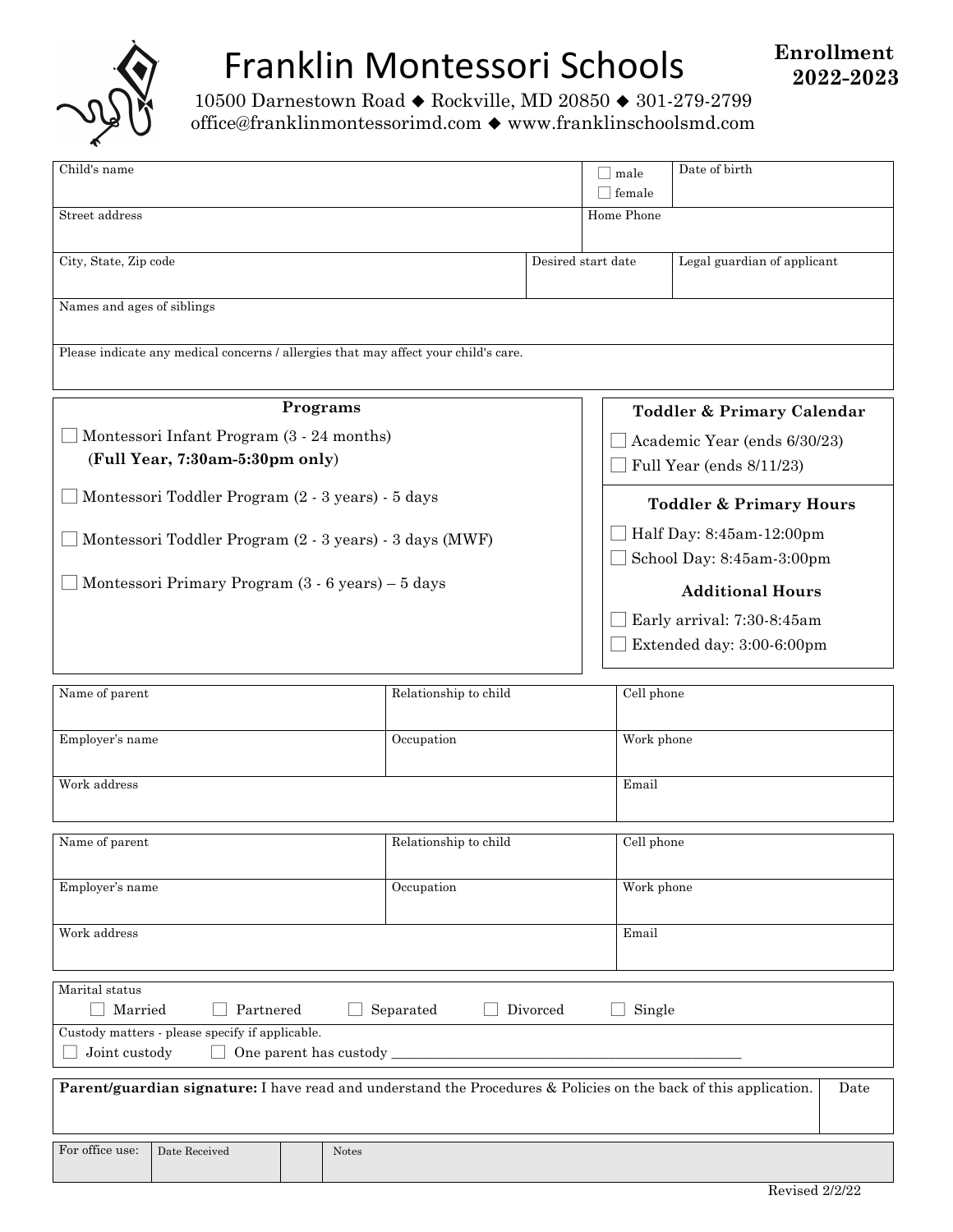# Franklin Montessori Schools

**Enrollment 2022-2023**

10500 Darnestown Road ◆ Rockville, MD 20850 ◆ 301-279-2799
office@franklinmontessorimd.com ◆ www.franklinschoolsmd.com

| Child's name | ☐ male ☐ female | Date of birth |
|---|---|---|
| Street address | Home Phone | |
| City, State, Zip code | Desired start date | Legal guardian of applicant |

| Names and ages of siblings |
|---|
| Please indicate any medical concerns / allergies that may affect your child's care. |

**Programs**

- ☐ Montessori Infant Program (3 - 24 months) (**Full Year, 7:30am-5:30pm only**)
- ☐ Montessori Toddler Program (2 - 3 years) - 5 days
- ☐ Montessori Toddler Program (2 - 3 years) - 3 days (MWF)
- ☐ Montessori Primary Program (3 - 6 years) – 5 days

**Toddler & Primary Calendar**

- ☐ Academic Year (ends 6/30/23)
- ☐ Full Year (ends 8/11/23)

**Toddler & Primary Hours**

- ☐ Half Day: 8:45am-12:00pm
- ☐ School Day: 8:45am-3:00pm

**Additional Hours**

- ☐ Early arrival: 7:30-8:45am
- ☐ Extended day: 3:00-6:00pm

| Name of parent | Relationship to child | Cell phone |
|---|---|---|
| Employer's name | Occupation | Work phone |
| Work address | | Email |

| Name of parent | Relationship to child | Cell phone |
|---|---|---|
| Employer's name | Occupation | Work phone |
| Work address | | Email |

Marital status
☐ Married ☐ Partnered ☐ Separated ☐ Divorced ☐ Single

Custody matters - please specify if applicable.
☐ Joint custody ☐ One parent has custody ____________________

| **Parent/guardian signature:** I have read and understand the Procedures & Policies on the back of this application. | Date |
|---|---|

| For office use: | Date Received | | Notes |
|---|---|---|---|

Revised 2/2/22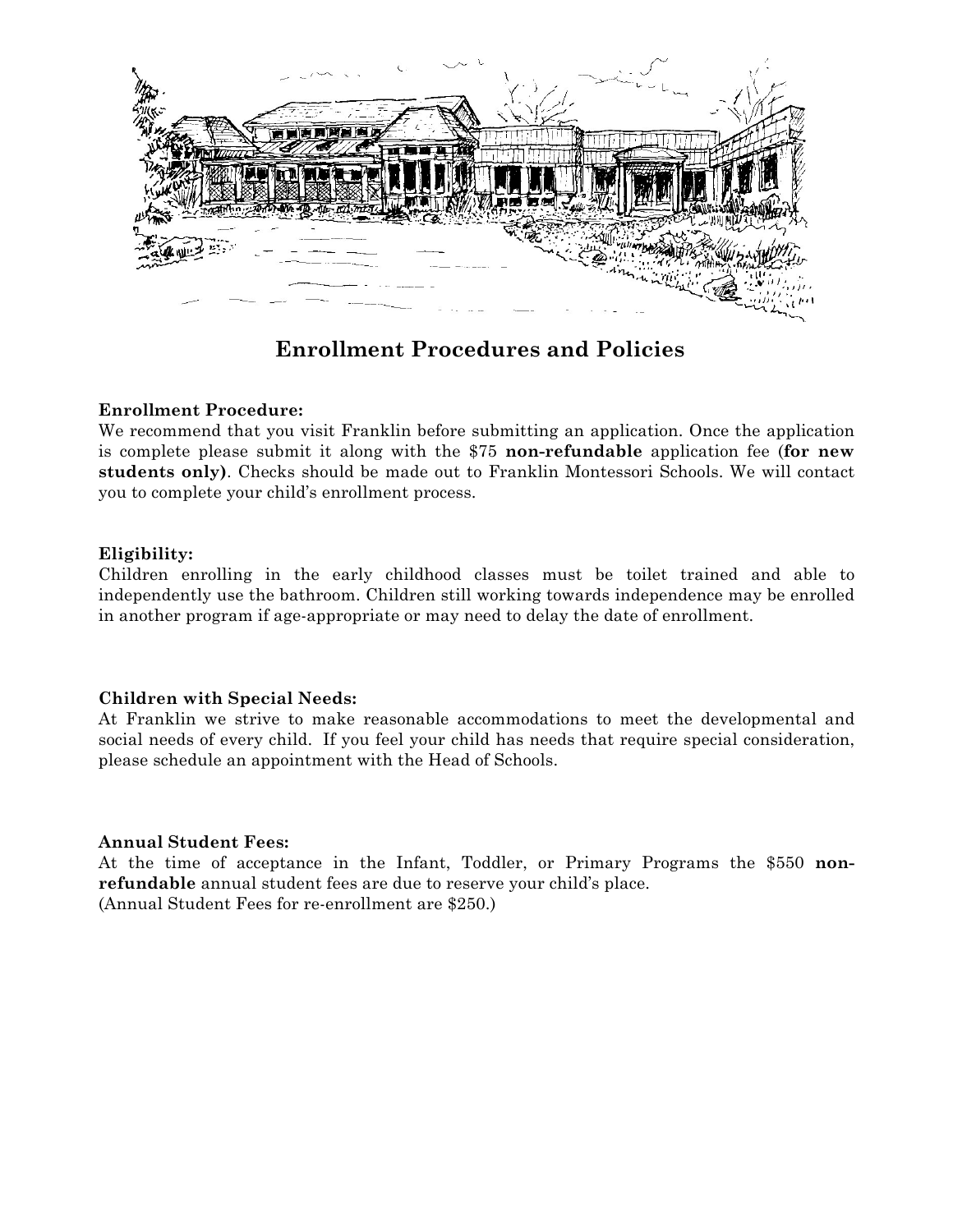# Enrollment Procedures and Policies

**Enrollment Procedure:**
We recommend that you visit Franklin before submitting an application. Once the application is complete please submit it along with the $75 **non-refundable** application fee (**for new students only)**. Checks should be made out to Franklin Montessori Schools. We will contact you to complete your child's enrollment process.

**Eligibility:**
Children enrolling in the early childhood classes must be toilet trained and able to independently use the bathroom. Children still working towards independence may be enrolled in another program if age-appropriate or may need to delay the date of enrollment.

**Children with Special Needs:**
At Franklin we strive to make reasonable accommodations to meet the developmental and social needs of every child. If you feel your child has needs that require special consideration, please schedule an appointment with the Head of Schools.

**Annual Student Fees:**
At the time of acceptance in the Infant, Toddler, or Primary Programs the $550 **non-refundable** annual student fees are due to reserve your child's place.
(Annual Student Fees for re-enrollment are $250.)